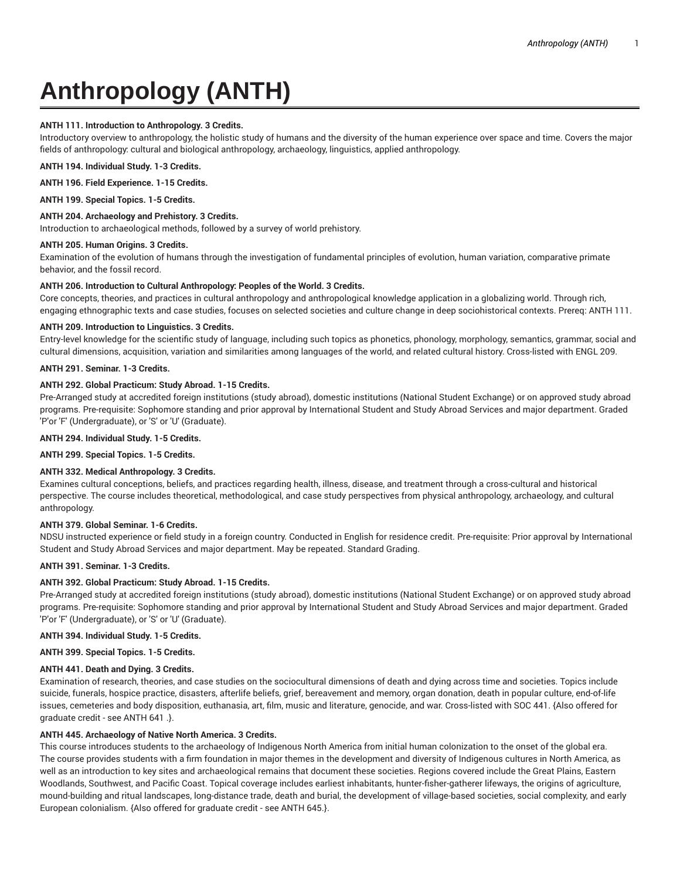# Anthropology (ANTH)

**ANTH 111. Introduction to Anthropology. 3 Credits.**

Introductory overview to anthropology, the holistic study of humans and the diversity of the human experience over space and time. Covers the major fields of anthropology: cultural and biological anthropology, archaeology, linguistics, applied anthropology.

**ANTH 194. Individual Study. 1-3 Credits.**

**ANTH 196. Field Experience. 1-15 Credits.**

**ANTH 199. Special Topics. 1-5 Credits.**

**ANTH 204. Archaeology and Prehistory. 3 Credits.**

Introduction to archaeological methods, followed by a survey of world prehistory.

**ANTH 205. Human Origins. 3 Credits.**

Examination of the evolution of humans through the investigation of fundamental principles of evolution, human variation, comparative primate behavior, and the fossil record.

**ANTH 206. Introduction to Cultural Anthropology: Peoples of the World. 3 Credits.**

Core concepts, theories, and practices in cultural anthropology and anthropological knowledge application in a globalizing world. Through rich, engaging ethnographic texts and case studies, focuses on selected societies and culture change in deep sociohistorical contexts. Prereq: ANTH 111.

**ANTH 209. Introduction to Linguistics. 3 Credits.**

Entry-level knowledge for the scientific study of language, including such topics as phonetics, phonology, morphology, semantics, grammar, social and cultural dimensions, acquisition, variation and similarities among languages of the world, and related cultural history. Cross-listed with ENGL 209.

**ANTH 291. Seminar. 1-3 Credits.**

**ANTH 292. Global Practicum: Study Abroad. 1-15 Credits.**

Pre-Arranged study at accredited foreign institutions (study abroad), domestic institutions (National Student Exchange) or on approved study abroad programs. Pre-requisite: Sophomore standing and prior approval by International Student and Study Abroad Services and major department. Graded 'P'or 'F' (Undergraduate), or 'S' or 'U' (Graduate).

**ANTH 294. Individual Study. 1-5 Credits.**

**ANTH 299. Special Topics. 1-5 Credits.**

**ANTH 332. Medical Anthropology. 3 Credits.**

Examines cultural conceptions, beliefs, and practices regarding health, illness, disease, and treatment through a cross-cultural and historical perspective. The course includes theoretical, methodological, and case study perspectives from physical anthropology, archaeology, and cultural anthropology.

**ANTH 379. Global Seminar. 1-6 Credits.**

NDSU instructed experience or field study in a foreign country. Conducted in English for residence credit. Pre-requisite: Prior approval by International Student and Study Abroad Services and major department. May be repeated. Standard Grading.

**ANTH 391. Seminar. 1-3 Credits.**

**ANTH 392. Global Practicum: Study Abroad. 1-15 Credits.**

Pre-Arranged study at accredited foreign institutions (study abroad), domestic institutions (National Student Exchange) or on approved study abroad programs. Pre-requisite: Sophomore standing and prior approval by International Student and Study Abroad Services and major department. Graded 'P'or 'F' (Undergraduate), or 'S' or 'U' (Graduate).

**ANTH 394. Individual Study. 1-5 Credits.**

**ANTH 399. Special Topics. 1-5 Credits.**

**ANTH 441. Death and Dying. 3 Credits.**

Examination of research, theories, and case studies on the sociocultural dimensions of death and dying across time and societies. Topics include suicide, funerals, hospice practice, disasters, afterlife beliefs, grief, bereavement and memory, organ donation, death in popular culture, end-of-life issues, cemeteries and body disposition, euthanasia, art, film, music and literature, genocide, and war. Cross-listed with SOC 441. {Also offered for graduate credit - see ANTH 641 .}.

**ANTH 445. Archaeology of Native North America. 3 Credits.**

This course introduces students to the archaeology of Indigenous North America from initial human colonization to the onset of the global era. The course provides students with a firm foundation in major themes in the development and diversity of Indigenous cultures in North America, as well as an introduction to key sites and archaeological remains that document these societies. Regions covered include the Great Plains, Eastern Woodlands, Southwest, and Pacific Coast. Topical coverage includes earliest inhabitants, hunter-fisher-gatherer lifeways, the origins of agriculture, mound-building and ritual landscapes, long-distance trade, death and burial, the development of village-based societies, social complexity, and early European colonialism. {Also offered for graduate credit - see ANTH 645.}.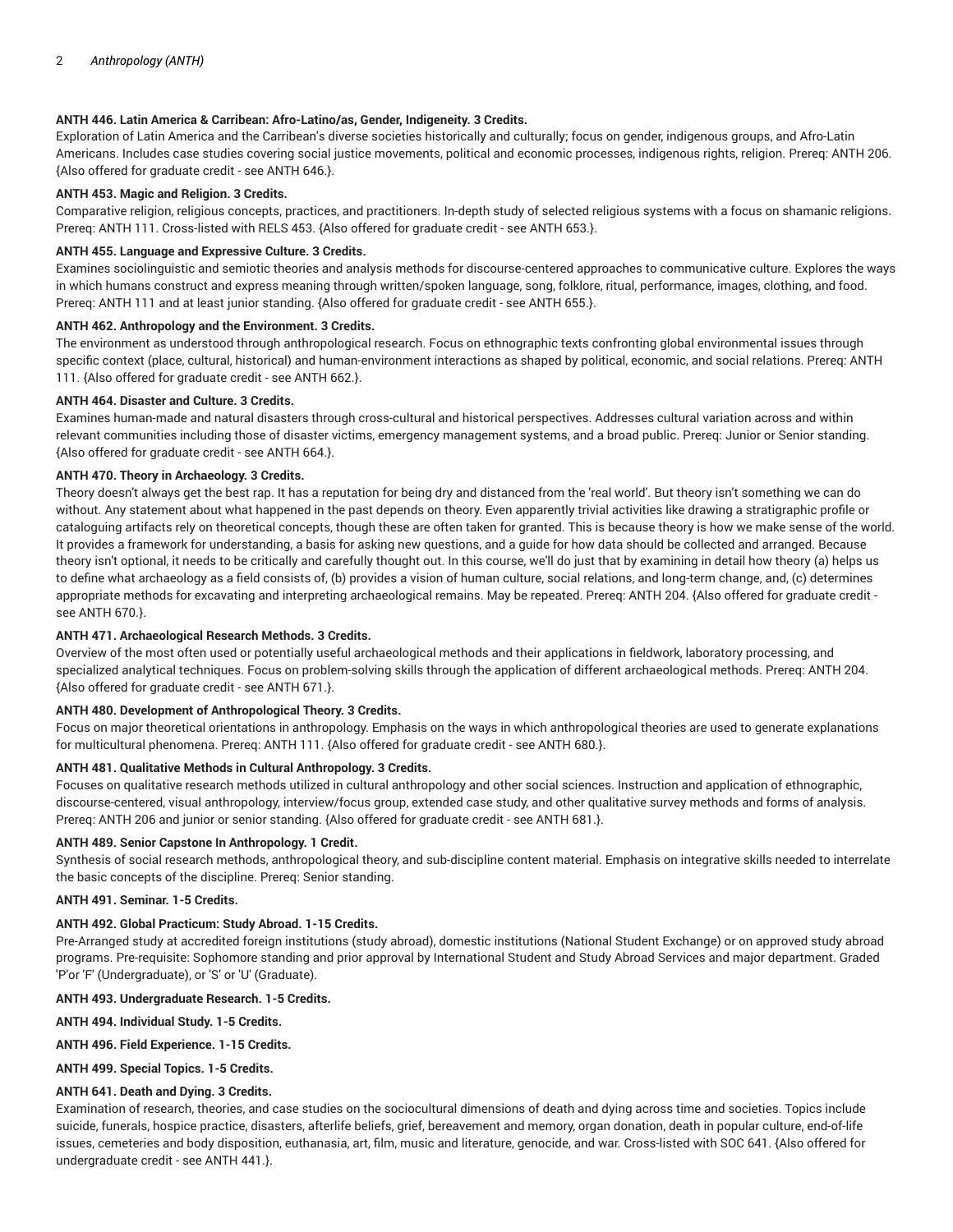**ANTH 446. Latin America & Carribean: Afro-Latino/as, Gender, Indigeneity. 3 Credits.**

Exploration of Latin America and the Carribean's diverse societies historically and culturally; focus on gender, indigenous groups, and Afro-Latin Americans. Includes case studies covering social justice movements, political and economic processes, indigenous rights, religion. Prereq: ANTH 206. {Also offered for graduate credit - see ANTH 646.}.

**ANTH 453. Magic and Religion. 3 Credits.**

Comparative religion, religious concepts, practices, and practitioners. In-depth study of selected religious systems with a focus on shamanic religions. Prereq: ANTH 111. Cross-listed with RELS 453. {Also offered for graduate credit - see ANTH 653.}.

**ANTH 455. Language and Expressive Culture. 3 Credits.**

Examines sociolinguistic and semiotic theories and analysis methods for discourse-centered approaches to communicative culture. Explores the ways in which humans construct and express meaning through written/spoken language, song, folklore, ritual, performance, images, clothing, and food. Prereq: ANTH 111 and at least junior standing. {Also offered for graduate credit - see ANTH 655.}.

**ANTH 462. Anthropology and the Environment. 3 Credits.**

The environment as understood through anthropological research. Focus on ethnographic texts confronting global environmental issues through specific context (place, cultural, historical) and human-environment interactions as shaped by political, economic, and social relations. Prereq: ANTH 111. {Also offered for graduate credit - see ANTH 662.}.

**ANTH 464. Disaster and Culture. 3 Credits.**

Examines human-made and natural disasters through cross-cultural and historical perspectives. Addresses cultural variation across and within relevant communities including those of disaster victims, emergency management systems, and a broad public. Prereq: Junior or Senior standing. {Also offered for graduate credit - see ANTH 664.}.

**ANTH 470. Theory in Archaeology. 3 Credits.**

Theory doesn't always get the best rap. It has a reputation for being dry and distanced from the 'real world'. But theory isn't something we can do without. Any statement about what happened in the past depends on theory. Even apparently trivial activities like drawing a stratigraphic profile or cataloguing artifacts rely on theoretical concepts, though these are often taken for granted. This is because theory is how we make sense of the world. It provides a framework for understanding, a basis for asking new questions, and a guide for how data should be collected and arranged. Because theory isn't optional, it needs to be critically and carefully thought out. In this course, we'll do just that by examining in detail how theory (a) helps us to define what archaeology as a field consists of, (b) provides a vision of human culture, social relations, and long-term change, and, (c) determines appropriate methods for excavating and interpreting archaeological remains. May be repeated. Prereq: ANTH 204. {Also offered for graduate credit - see ANTH 670.}.

**ANTH 471. Archaeological Research Methods. 3 Credits.**

Overview of the most often used or potentially useful archaeological methods and their applications in fieldwork, laboratory processing, and specialized analytical techniques. Focus on problem-solving skills through the application of different archaeological methods. Prereq: ANTH 204. {Also offered for graduate credit - see ANTH 671.}.

**ANTH 480. Development of Anthropological Theory. 3 Credits.**

Focus on major theoretical orientations in anthropology. Emphasis on the ways in which anthropological theories are used to generate explanations for multicultural phenomena. Prereq: ANTH 111. {Also offered for graduate credit - see ANTH 680.}.

**ANTH 481. Qualitative Methods in Cultural Anthropology. 3 Credits.**

Focuses on qualitative research methods utilized in cultural anthropology and other social sciences. Instruction and application of ethnographic, discourse-centered, visual anthropology, interview/focus group, extended case study, and other qualitative survey methods and forms of analysis. Prereq: ANTH 206 and junior or senior standing. {Also offered for graduate credit - see ANTH 681.}.

**ANTH 489. Senior Capstone In Anthropology. 1 Credit.**

Synthesis of social research methods, anthropological theory, and sub-discipline content material. Emphasis on integrative skills needed to interrelate the basic concepts of the discipline. Prereq: Senior standing.

**ANTH 491. Seminar. 1-5 Credits.**

**ANTH 492. Global Practicum: Study Abroad. 1-15 Credits.**

Pre-Arranged study at accredited foreign institutions (study abroad), domestic institutions (National Student Exchange) or on approved study abroad programs. Pre-requisite: Sophomore standing and prior approval by International Student and Study Abroad Services and major department. Graded 'P'or 'F' (Undergraduate), or 'S' or 'U' (Graduate).

**ANTH 493. Undergraduate Research. 1-5 Credits.**

**ANTH 494. Individual Study. 1-5 Credits.**

**ANTH 496. Field Experience. 1-15 Credits.**

**ANTH 499. Special Topics. 1-5 Credits.**

**ANTH 641. Death and Dying. 3 Credits.**

Examination of research, theories, and case studies on the sociocultural dimensions of death and dying across time and societies. Topics include suicide, funerals, hospice practice, disasters, afterlife beliefs, grief, bereavement and memory, organ donation, death in popular culture, end-of-life issues, cemeteries and body disposition, euthanasia, art, film, music and literature, genocide, and war. Cross-listed with SOC 641. {Also offered for undergraduate credit - see ANTH 441.}.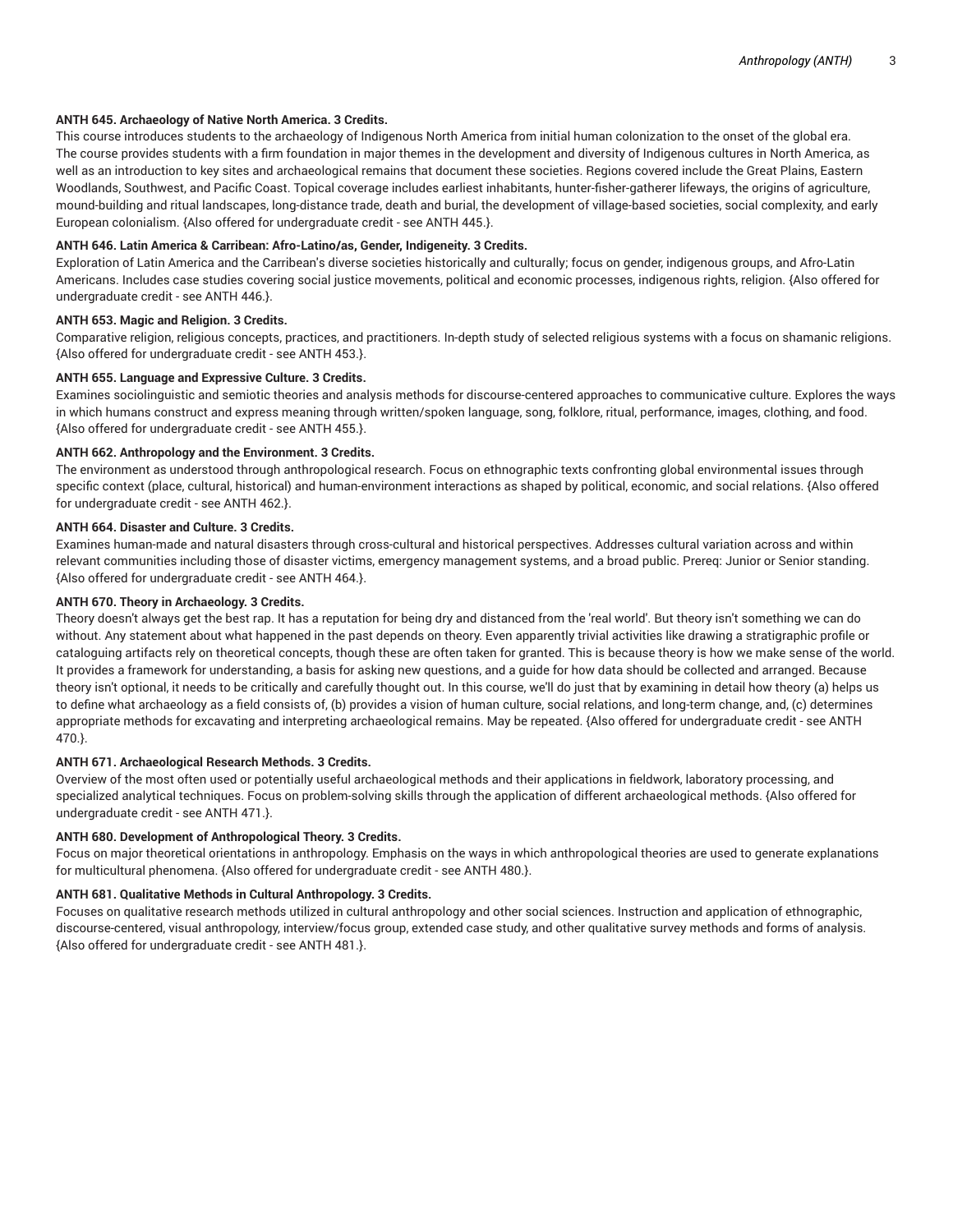**ANTH 645. Archaeology of Native North America. 3 Credits.**

This course introduces students to the archaeology of Indigenous North America from initial human colonization to the onset of the global era. The course provides students with a firm foundation in major themes in the development and diversity of Indigenous cultures in North America, as well as an introduction to key sites and archaeological remains that document these societies. Regions covered include the Great Plains, Eastern Woodlands, Southwest, and Pacific Coast. Topical coverage includes earliest inhabitants, hunter-fisher-gatherer lifeways, the origins of agriculture, mound-building and ritual landscapes, long-distance trade, death and burial, the development of village-based societies, social complexity, and early European colonialism. {Also offered for undergraduate credit - see ANTH 445.}.

**ANTH 646. Latin America & Carribean: Afro-Latino/as, Gender, Indigeneity. 3 Credits.**

Exploration of Latin America and the Carribean's diverse societies historically and culturally; focus on gender, indigenous groups, and Afro-Latin Americans. Includes case studies covering social justice movements, political and economic processes, indigenous rights, religion. {Also offered for undergraduate credit - see ANTH 446.}.

**ANTH 653. Magic and Religion. 3 Credits.**

Comparative religion, religious concepts, practices, and practitioners. In-depth study of selected religious systems with a focus on shamanic religions. {Also offered for undergraduate credit - see ANTH 453.}.

**ANTH 655. Language and Expressive Culture. 3 Credits.**

Examines sociolinguistic and semiotic theories and analysis methods for discourse-centered approaches to communicative culture. Explores the ways in which humans construct and express meaning through written/spoken language, song, folklore, ritual, performance, images, clothing, and food. {Also offered for undergraduate credit - see ANTH 455.}.

**ANTH 662. Anthropology and the Environment. 3 Credits.**

The environment as understood through anthropological research. Focus on ethnographic texts confronting global environmental issues through specific context (place, cultural, historical) and human-environment interactions as shaped by political, economic, and social relations. {Also offered for undergraduate credit - see ANTH 462.}.

**ANTH 664. Disaster and Culture. 3 Credits.**

Examines human-made and natural disasters through cross-cultural and historical perspectives. Addresses cultural variation across and within relevant communities including those of disaster victims, emergency management systems, and a broad public. Prereq: Junior or Senior standing. {Also offered for undergraduate credit - see ANTH 464.}.

**ANTH 670. Theory in Archaeology. 3 Credits.**

Theory doesn't always get the best rap. It has a reputation for being dry and distanced from the 'real world'. But theory isn't something we can do without. Any statement about what happened in the past depends on theory. Even apparently trivial activities like drawing a stratigraphic profile or cataloguing artifacts rely on theoretical concepts, though these are often taken for granted. This is because theory is how we make sense of the world. It provides a framework for understanding, a basis for asking new questions, and a guide for how data should be collected and arranged. Because theory isn't optional, it needs to be critically and carefully thought out. In this course, we'll do just that by examining in detail how theory (a) helps us to define what archaeology as a field consists of, (b) provides a vision of human culture, social relations, and long-term change, and, (c) determines appropriate methods for excavating and interpreting archaeological remains. May be repeated. {Also offered for undergraduate credit - see ANTH 470.}.

**ANTH 671. Archaeological Research Methods. 3 Credits.**

Overview of the most often used or potentially useful archaeological methods and their applications in fieldwork, laboratory processing, and specialized analytical techniques. Focus on problem-solving skills through the application of different archaeological methods. {Also offered for undergraduate credit - see ANTH 471.}.

**ANTH 680. Development of Anthropological Theory. 3 Credits.**

Focus on major theoretical orientations in anthropology. Emphasis on the ways in which anthropological theories are used to generate explanations for multicultural phenomena. {Also offered for undergraduate credit - see ANTH 480.}.

**ANTH 681. Qualitative Methods in Cultural Anthropology. 3 Credits.**

Focuses on qualitative research methods utilized in cultural anthropology and other social sciences. Instruction and application of ethnographic, discourse-centered, visual anthropology, interview/focus group, extended case study, and other qualitative survey methods and forms of analysis. {Also offered for undergraduate credit - see ANTH 481.}.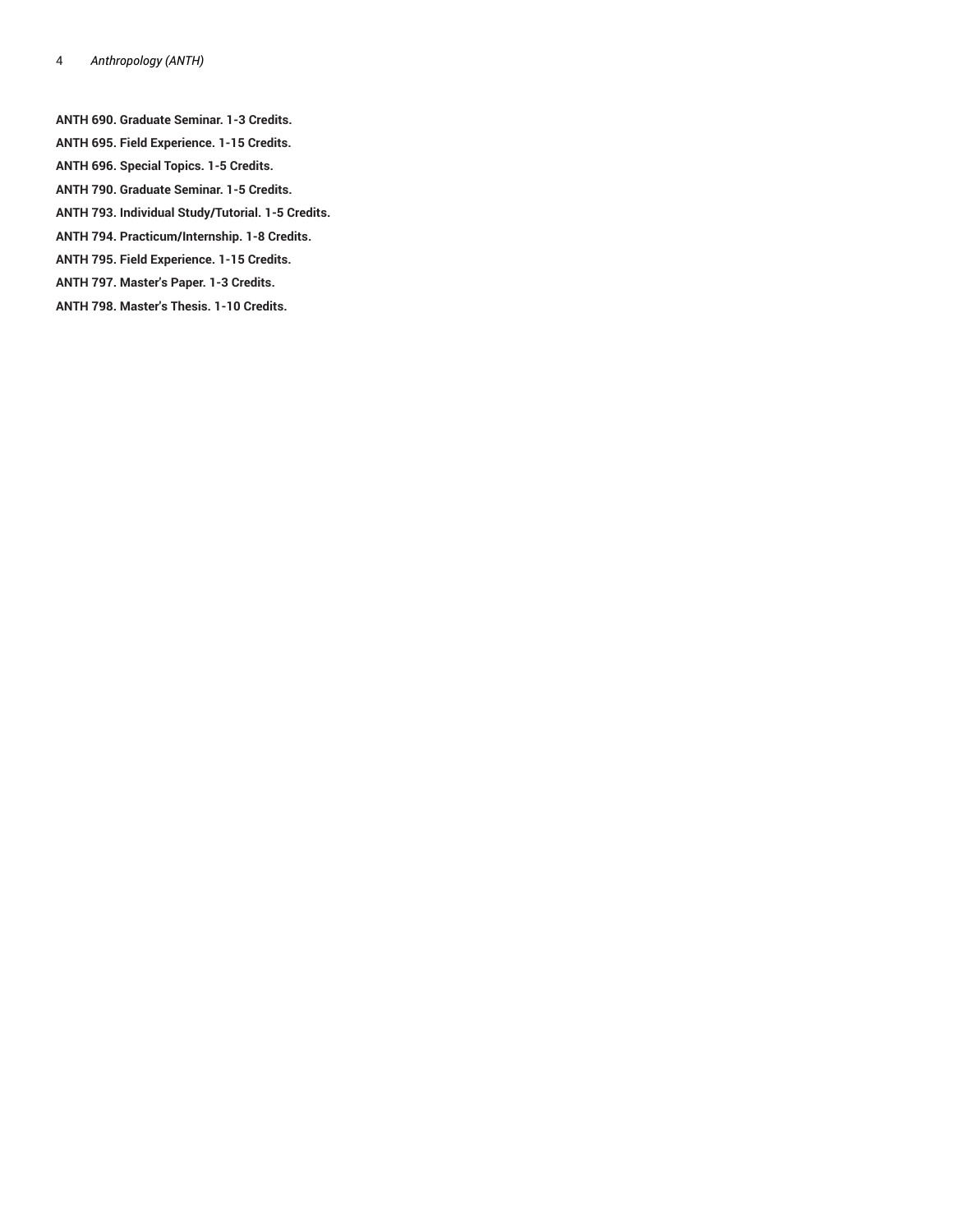**ANTH 690. Graduate Seminar. 1-3 Credits.**

**ANTH 695. Field Experience. 1-15 Credits.**

**ANTH 696. Special Topics. 1-5 Credits.**

**ANTH 790. Graduate Seminar. 1-5 Credits.**

**ANTH 793. Individual Study/Tutorial. 1-5 Credits.**

**ANTH 794. Practicum/Internship. 1-8 Credits.**

**ANTH 795. Field Experience. 1-15 Credits.**

**ANTH 797. Master's Paper. 1-3 Credits.**

**ANTH 798. Master's Thesis. 1-10 Credits.**